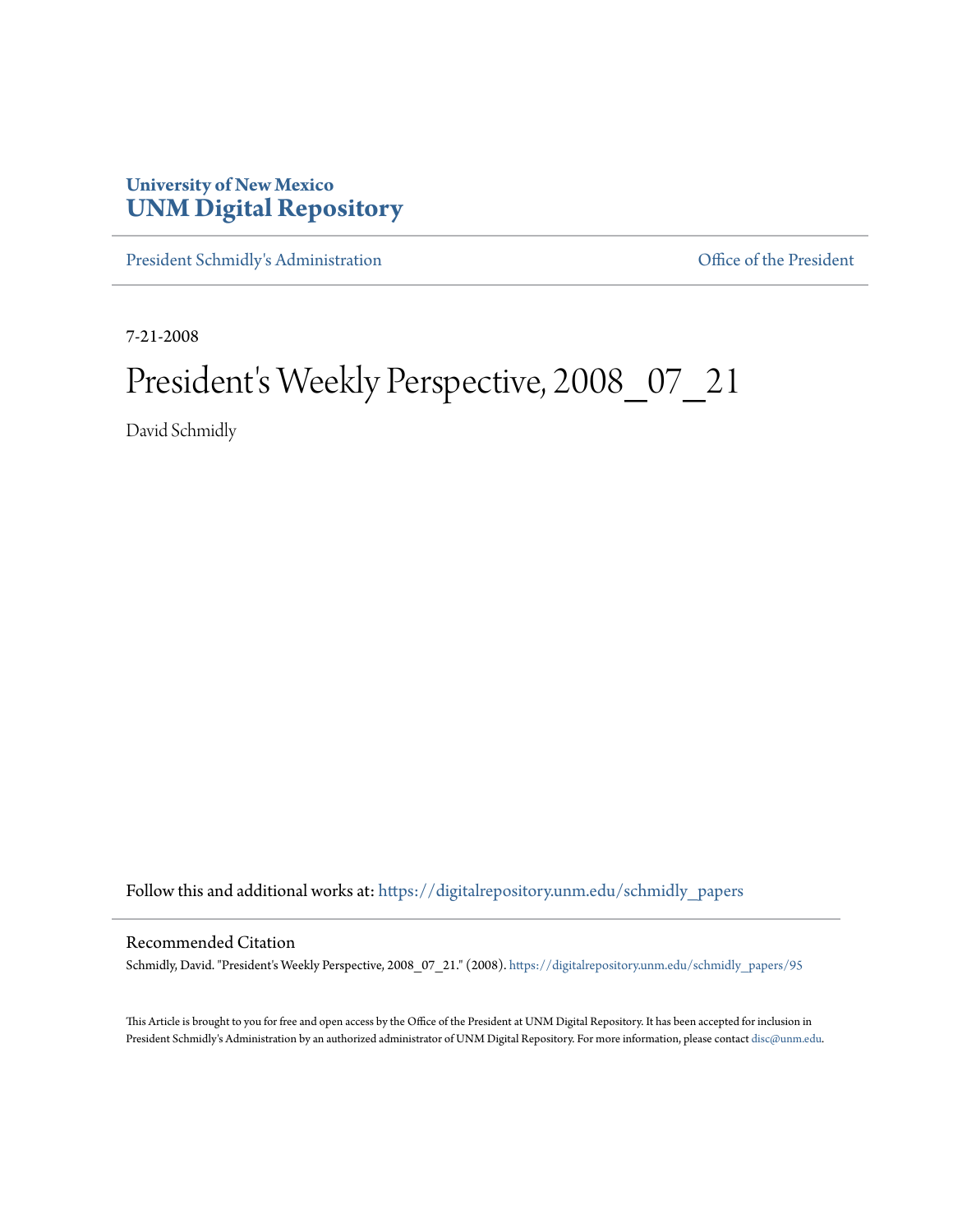**University of New Mexico**
**UNM Digital Repository**

President Schmidly's Administration | Office of the President

7-21-2008

# President's Weekly Perspective, 2008_07_21

David Schmidly

Follow this and additional works at: https://digitalrepository.unm.edu/schmidly_papers

## Recommended Citation

Schmidly, David. "President's Weekly Perspective, 2008_07_21." (2008). https://digitalrepository.unm.edu/schmidly_papers/95

This Article is brought to you for free and open access by the Office of the President at UNM Digital Repository. It has been accepted for inclusion in President Schmidly's Administration by an authorized administrator of UNM Digital Repository. For more information, please contact disc@unm.edu.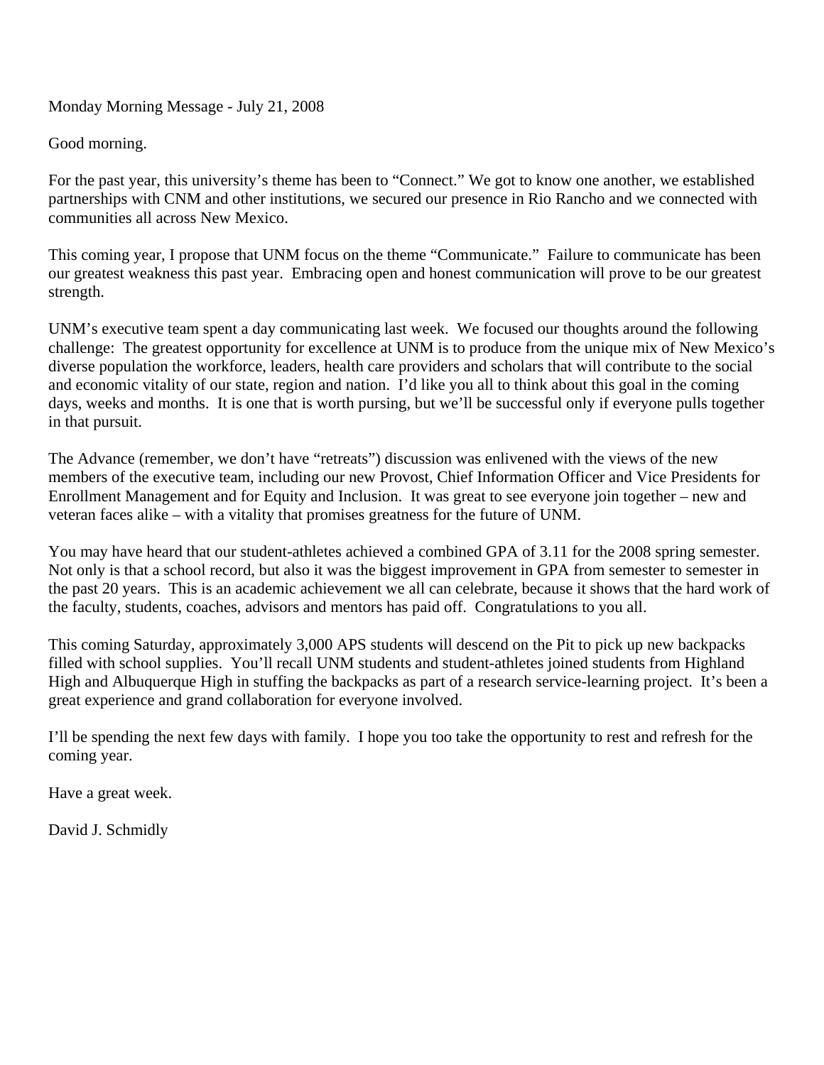Monday Morning Message - July 21, 2008

Good morning.

For the past year, this university's theme has been to "Connect." We got to know one another, we established partnerships with CNM and other institutions, we secured our presence in Rio Rancho and we connected with communities all across New Mexico.

This coming year, I propose that UNM focus on the theme "Communicate." Failure to communicate has been our greatest weakness this past year. Embracing open and honest communication will prove to be our greatest strength.

UNM's executive team spent a day communicating last week. We focused our thoughts around the following challenge: The greatest opportunity for excellence at UNM is to produce from the unique mix of New Mexico's diverse population the workforce, leaders, health care providers and scholars that will contribute to the social and economic vitality of our state, region and nation. I'd like you all to think about this goal in the coming days, weeks and months. It is one that is worth pursing, but we'll be successful only if everyone pulls together in that pursuit.

The Advance (remember, we don't have "retreats") discussion was enlivened with the views of the new members of the executive team, including our new Provost, Chief Information Officer and Vice Presidents for Enrollment Management and for Equity and Inclusion. It was great to see everyone join together – new and veteran faces alike – with a vitality that promises greatness for the future of UNM.

You may have heard that our student-athletes achieved a combined GPA of 3.11 for the 2008 spring semester. Not only is that a school record, but also it was the biggest improvement in GPA from semester to semester in the past 20 years. This is an academic achievement we all can celebrate, because it shows that the hard work of the faculty, students, coaches, advisors and mentors has paid off. Congratulations to you all.

This coming Saturday, approximately 3,000 APS students will descend on the Pit to pick up new backpacks filled with school supplies. You'll recall UNM students and student-athletes joined students from Highland High and Albuquerque High in stuffing the backpacks as part of a research service-learning project. It's been a great experience and grand collaboration for everyone involved.

I'll be spending the next few days with family. I hope you too take the opportunity to rest and refresh for the coming year.

Have a great week.

David J. Schmidly